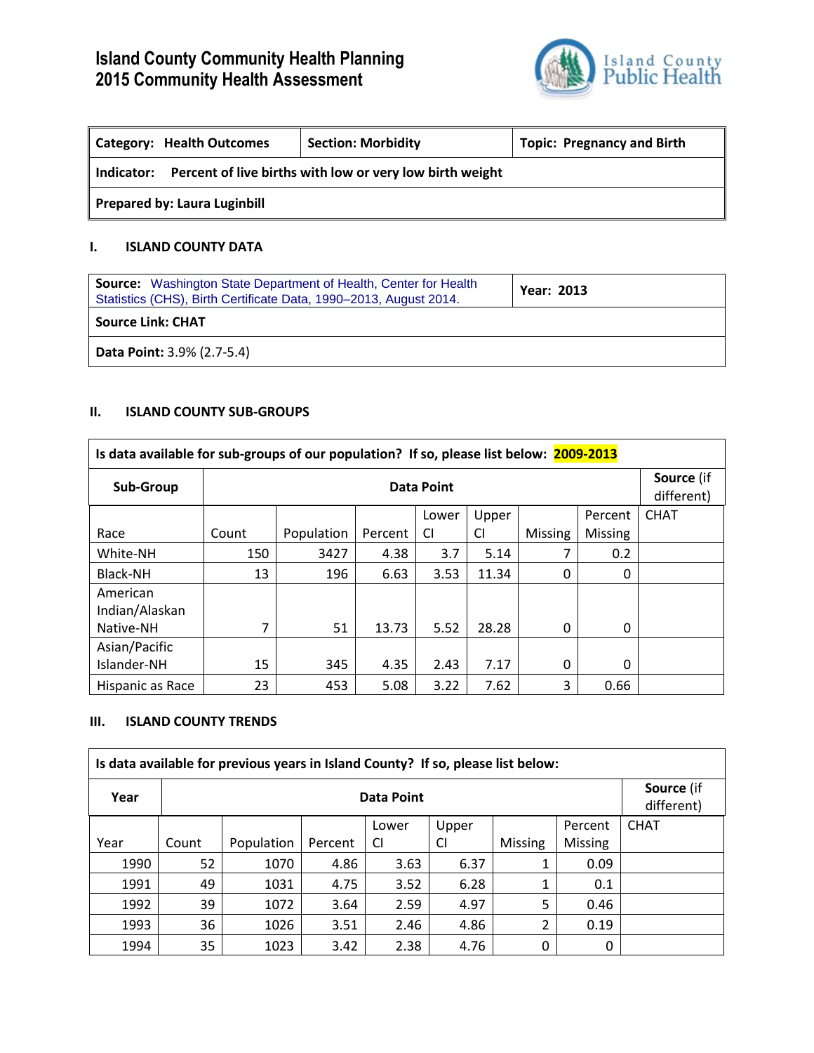# Island County Community Health Planning
# 2015 Community Health Assessment

| Category: Health Outcomes | Section: Morbidity | Topic: Pregnancy and Birth |
|---|---|---|
| **Indicator:** Percent of live births with low or very low birth weight | | |
| **Prepared by:** Laura Luginbill | | |

## I. ISLAND COUNTY DATA

| **Source:** Washington State Department of Health, Center for Health Statistics (CHS), Birth Certificate Data, 1990–2013, August 2014. | **Year:** 2013 |
|---|---|
| **Source Link:** CHAT | |
| **Data Point:** 3.9% (2.7-5.4) | |

## II. ISLAND COUNTY SUB-GROUPS

**Is data available for sub-groups of our population? If so, please list below: 2009-2013**

| Sub-Group | Data Point | | | | | | | Source (if different) |
|---|---|---|---|---|---|---|---|---|
| Race | Count | Population | Percent | Lower CI | Upper CI | Missing | Percent Missing | CHAT |
| White-NH | 150 | 3427 | 4.38 | 3.7 | 5.14 | 7 | 0.2 | |
| Black-NH | 13 | 196 | 6.63 | 3.53 | 11.34 | 0 | 0 | |
| American Indian/Alaskan Native-NH | 7 | 51 | 13.73 | 5.52 | 28.28 | 0 | 0 | |
| Asian/Pacific Islander-NH | 15 | 345 | 4.35 | 2.43 | 7.17 | 0 | 0 | |
| Hispanic as Race | 23 | 453 | 5.08 | 3.22 | 7.62 | 3 | 0.66 | |

## III. ISLAND COUNTY TRENDS

**Is data available for previous years in Island County? If so, please list below:**

| Year | Data Point | | | | | | | Source (if different) |
|---|---|---|---|---|---|---|---|---|
| Year | Count | Population | Percent | Lower CI | Upper CI | Missing | Percent Missing | CHAT |
| 1990 | 52 | 1070 | 4.86 | 3.63 | 6.37 | 1 | 0.09 | |
| 1991 | 49 | 1031 | 4.75 | 3.52 | 6.28 | 1 | 0.1 | |
| 1992 | 39 | 1072 | 3.64 | 2.59 | 4.97 | 5 | 0.46 | |
| 1993 | 36 | 1026 | 3.51 | 2.46 | 4.86 | 2 | 0.19 | |
| 1994 | 35 | 1023 | 3.42 | 2.38 | 4.76 | 0 | 0 | |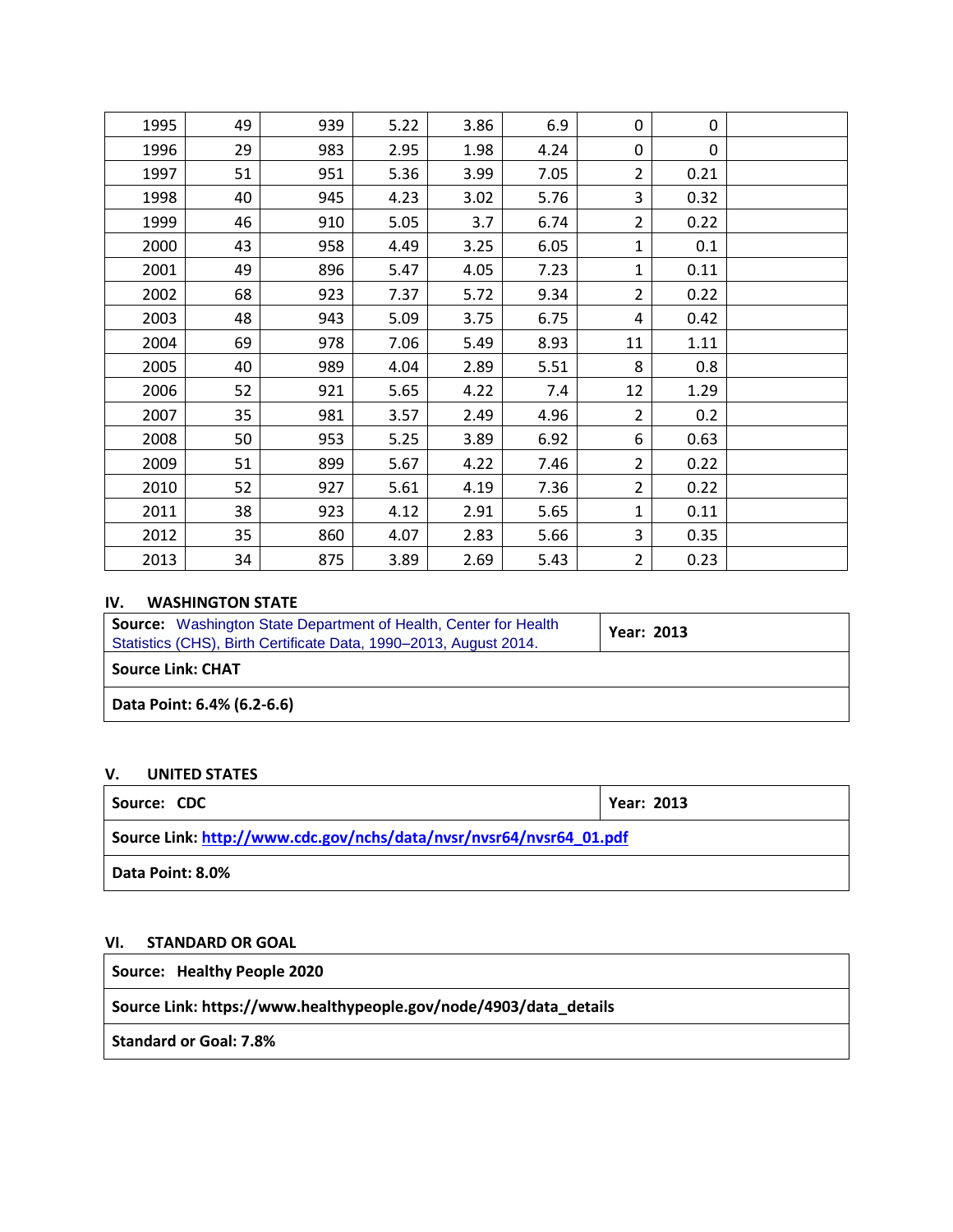| | | | | | | | | |
|---|---|---|---|---|---|---|---|---|
| 1995 | 49 | 939 | 5.22 | 3.86 | 6.9 | 0 | 0 | |
| 1996 | 29 | 983 | 2.95 | 1.98 | 4.24 | 0 | 0 | |
| 1997 | 51 | 951 | 5.36 | 3.99 | 7.05 | 2 | 0.21 | |
| 1998 | 40 | 945 | 4.23 | 3.02 | 5.76 | 3 | 0.32 | |
| 1999 | 46 | 910 | 5.05 | 3.7 | 6.74 | 2 | 0.22 | |
| 2000 | 43 | 958 | 4.49 | 3.25 | 6.05 | 1 | 0.1 | |
| 2001 | 49 | 896 | 5.47 | 4.05 | 7.23 | 1 | 0.11 | |
| 2002 | 68 | 923 | 7.37 | 5.72 | 9.34 | 2 | 0.22 | |
| 2003 | 48 | 943 | 5.09 | 3.75 | 6.75 | 4 | 0.42 | |
| 2004 | 69 | 978 | 7.06 | 5.49 | 8.93 | 11 | 1.11 | |
| 2005 | 40 | 989 | 4.04 | 2.89 | 5.51 | 8 | 0.8 | |
| 2006 | 52 | 921 | 5.65 | 4.22 | 7.4 | 12 | 1.29 | |
| 2007 | 35 | 981 | 3.57 | 2.49 | 4.96 | 2 | 0.2 | |
| 2008 | 50 | 953 | 5.25 | 3.89 | 6.92 | 6 | 0.63 | |
| 2009 | 51 | 899 | 5.67 | 4.22 | 7.46 | 2 | 0.22 | |
| 2010 | 52 | 927 | 5.61 | 4.19 | 7.36 | 2 | 0.22 | |
| 2011 | 38 | 923 | 4.12 | 2.91 | 5.65 | 1 | 0.11 | |
| 2012 | 35 | 860 | 4.07 | 2.83 | 5.66 | 3 | 0.35 | |
| 2013 | 34 | 875 | 3.89 | 2.69 | 5.43 | 2 | 0.23 | |

## IV. WASHINGTON STATE

| | |
|---|---|
| **Source:** Washington State Department of Health, Center for Health Statistics (CHS), Birth Certificate Data, 1990–2013, August 2014. | **Year: 2013** |
| **Source Link: CHAT** | |
| **Data Point: 6.4% (6.2-6.6)** | |

## V. UNITED STATES

| | |
|---|---|
| **Source: CDC** | **Year: 2013** |
| **Source Link: http://www.cdc.gov/nchs/data/nvsr/nvsr64/nvsr64_01.pdf** | |
| **Data Point: 8.0%** | |

## VI. STANDARD OR GOAL

| |
|---|
| **Source: Healthy People 2020** |
| **Source Link: https://www.healthypeople.gov/node/4903/data_details** |
| **Standard or Goal: 7.8%** |